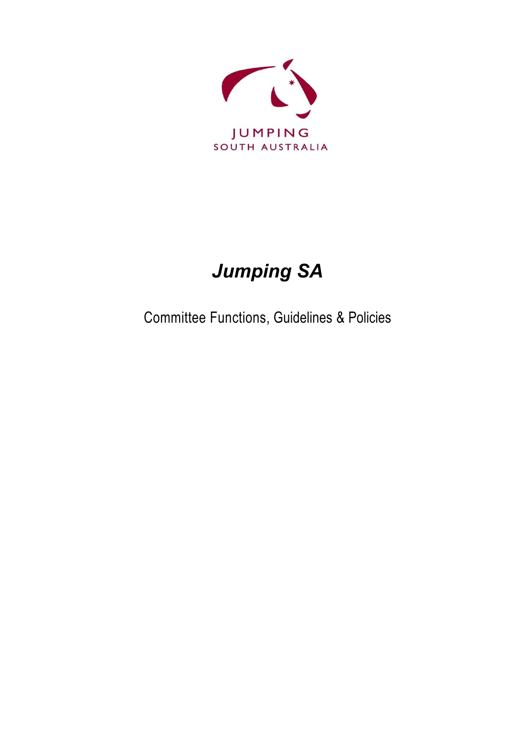JUMPING
SOUTH AUSTRALIA

# *Jumping SA*

Committee Functions, Guidelines & Policies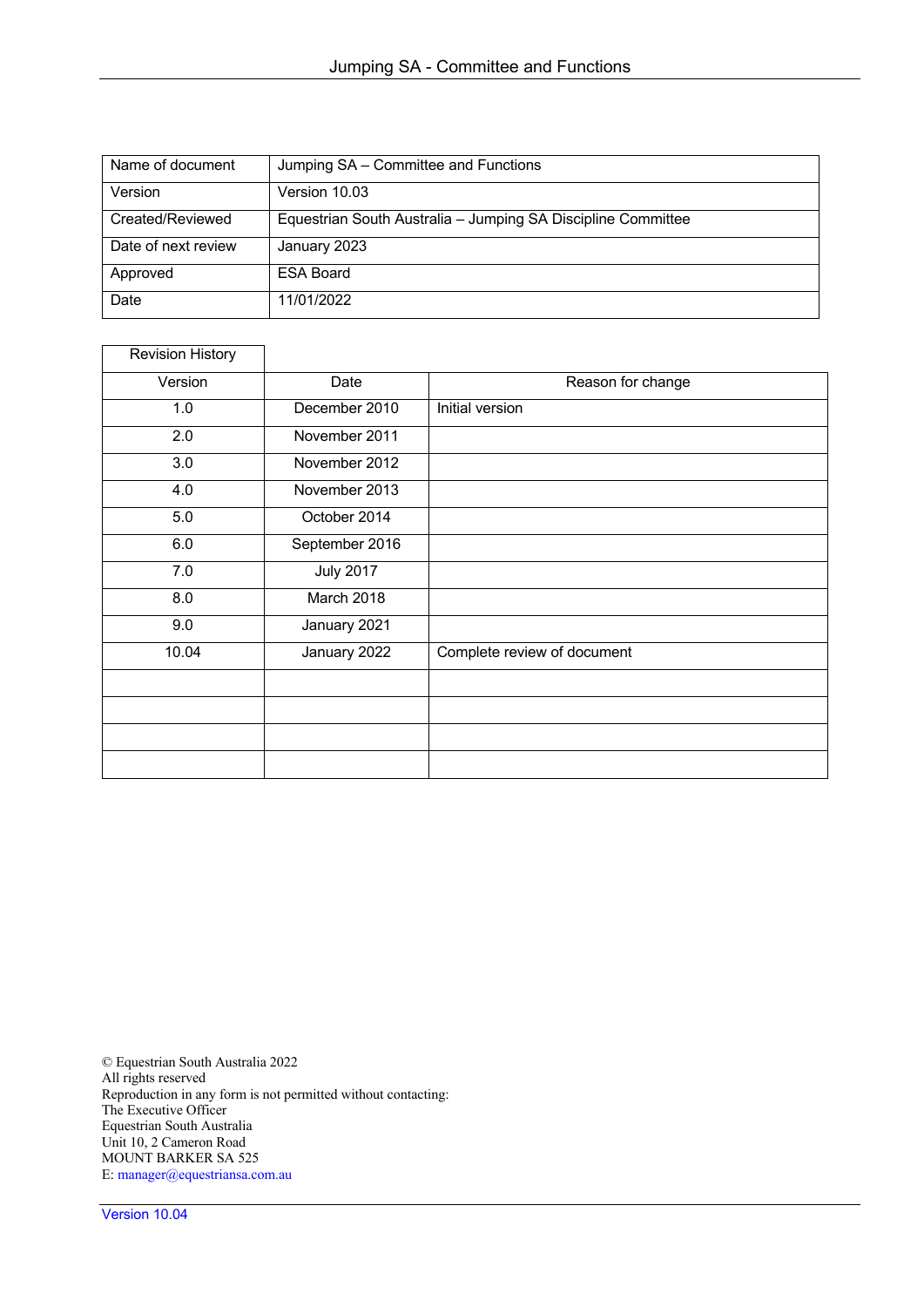| Name of document | Jumping SA – Committee and Functions |
|---|---|
| Version | Version 10.03 |
| Created/Reviewed | Equestrian South Australia – Jumping SA Discipline Committee |
| Date of next review | January 2023 |
| Approved | ESA Board |
| Date | 11/01/2022 |

| Revision History | | |
|---|---|---|
| Version | Date | Reason for change |
| 1.0 | December 2010 | Initial version |
| 2.0 | November 2011 | |
| 3.0 | November 2012 | |
| 4.0 | November 2013 | |
| 5.0 | October 2014 | |
| 6.0 | September 2016 | |
| 7.0 | July 2017 | |
| 8.0 | March 2018 | |
| 9.0 | January 2021 | |
| 10.04 | January 2022 | Complete review of document |
| | | |
| | | |
| | | |
| | | |

© Equestrian South Australia 2022
All rights reserved
Reproduction in any form is not permitted without contacting:
The Executive Officer
Equestrian South Australia
Unit 10, 2 Cameron Road
MOUNT BARKER SA 525
E: manager@equestriansa.com.au

Version 10.04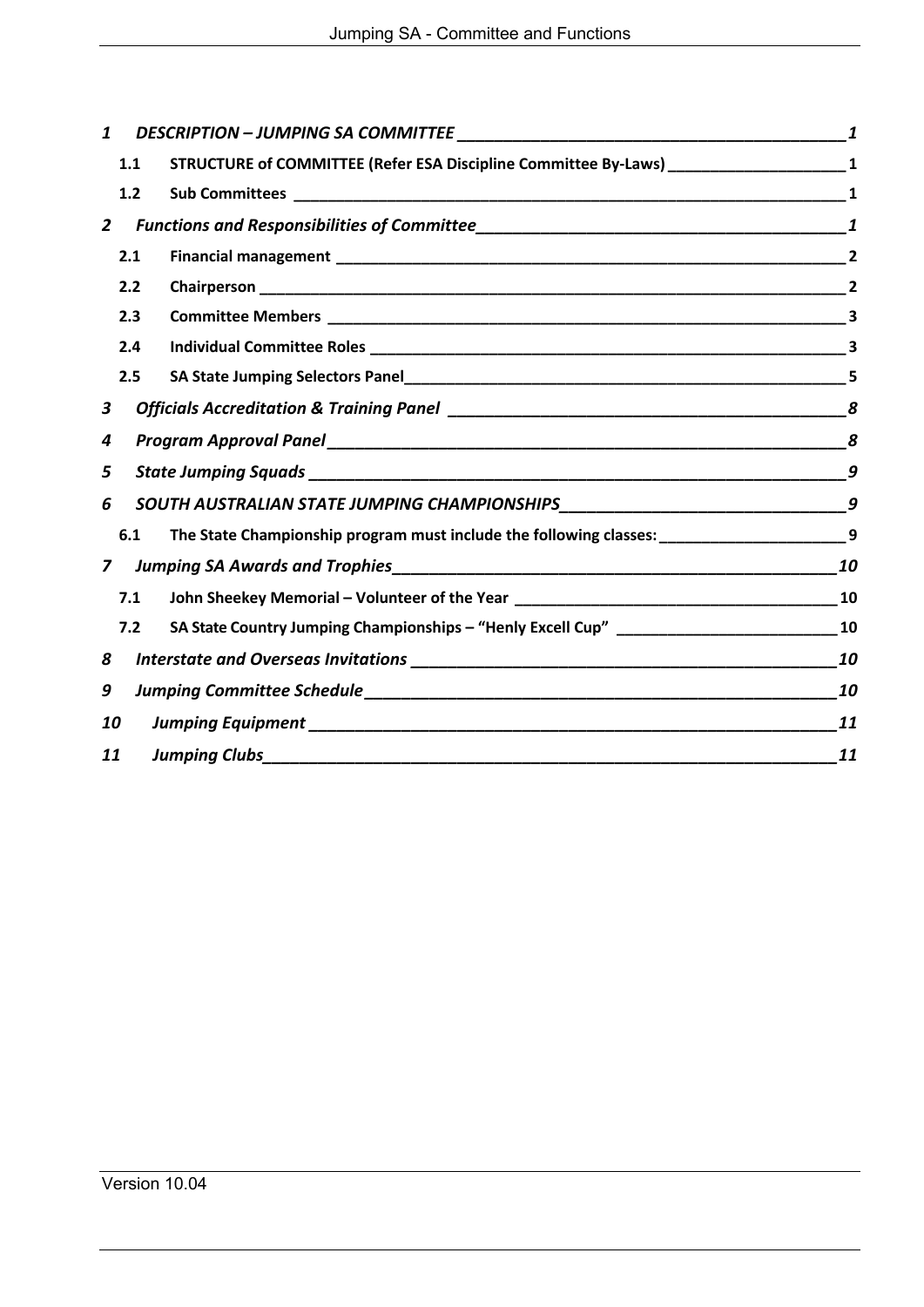| | | |
|---|---|---|
| ***1*** | ***DESCRIPTION – JUMPING SA COMMITTEE*** | ***1*** |
| **1.1** | **STRUCTURE of COMMITTEE (Refer ESA Discipline Committee By-Laws)** | **1** |
| **1.2** | **Sub Committees** | **1** |
| ***2*** | ***Functions and Responsibilities of Committee*** | ***1*** |
| **2.1** | **Financial management** | **2** |
| **2.2** | **Chairperson** | **2** |
| **2.3** | **Committee Members** | **3** |
| **2.4** | **Individual Committee Roles** | **3** |
| **2.5** | **SA State Jumping Selectors Panel** | **5** |
| ***3*** | ***Officials Accreditation & Training Panel*** | ***8*** |
| ***4*** | ***Program Approval Panel*** | ***8*** |
| ***5*** | ***State Jumping Squads*** | ***9*** |
| ***6*** | ***SOUTH AUSTRALIAN STATE JUMPING CHAMPIONSHIPS*** | ***9*** |
| **6.1** | **The State Championship program must include the following classes:** | **9** |
| ***7*** | ***Jumping SA Awards and Trophies*** | ***10*** |
| **7.1** | **John Sheekey Memorial – Volunteer of the Year** | **10** |
| **7.2** | **SA State Country Jumping Championships – "Henly Excell Cup"** | **10** |
| ***8*** | ***Interstate and Overseas Invitations*** | ***10*** |
| ***9*** | ***Jumping Committee Schedule*** | ***10*** |
| ***10*** | ***Jumping Equipment*** | ***11*** |
| ***11*** | ***Jumping Clubs*** | ***11*** |

Version 10.04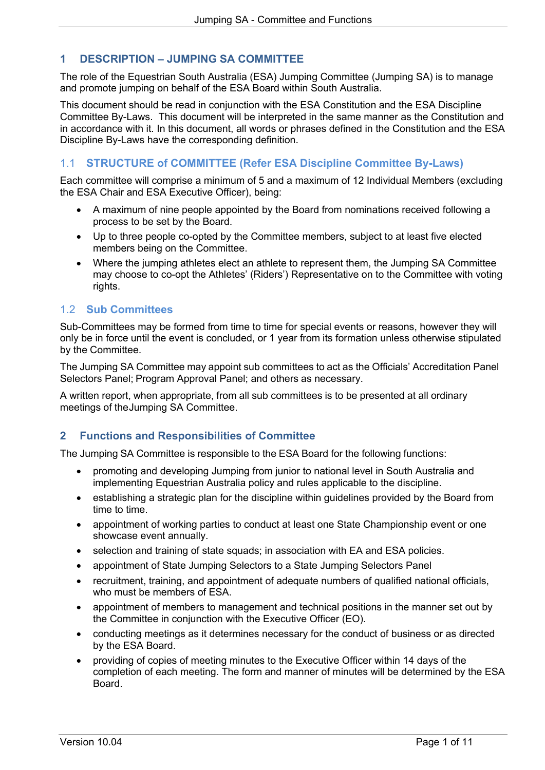## 1 DESCRIPTION – JUMPING SA COMMITTEE

The role of the Equestrian South Australia (ESA) Jumping Committee (Jumping SA) is to manage and promote jumping on behalf of the ESA Board within South Australia.

This document should be read in conjunction with the ESA Constitution and the ESA Discipline Committee By-Laws. This document will be interpreted in the same manner as the Constitution and in accordance with it. In this document, all words or phrases defined in the Constitution and the ESA Discipline By-Laws have the corresponding definition.

### 1.1 STRUCTURE of COMMITTEE (Refer ESA Discipline Committee By-Laws)

Each committee will comprise a minimum of 5 and a maximum of 12 Individual Members (excluding the ESA Chair and ESA Executive Officer), being:

- A maximum of nine people appointed by the Board from nominations received following a process to be set by the Board.
- Up to three people co-opted by the Committee members, subject to at least five elected members being on the Committee.
- Where the jumping athletes elect an athlete to represent them, the Jumping SA Committee may choose to co-opt the Athletes' (Riders') Representative on to the Committee with voting rights.

### 1.2 Sub Committees

Sub-Committees may be formed from time to time for special events or reasons, however they will only be in force until the event is concluded, or 1 year from its formation unless otherwise stipulated by the Committee.

The Jumping SA Committee may appoint sub committees to act as the Officials' Accreditation Panel Selectors Panel; Program Approval Panel; and others as necessary.

A written report, when appropriate, from all sub committees is to be presented at all ordinary meetings of theJumping SA Committee.

## 2 Functions and Responsibilities of Committee

The Jumping SA Committee is responsible to the ESA Board for the following functions:

- promoting and developing Jumping from junior to national level in South Australia and implementing Equestrian Australia policy and rules applicable to the discipline.
- establishing a strategic plan for the discipline within guidelines provided by the Board from time to time.
- appointment of working parties to conduct at least one State Championship event or one showcase event annually.
- selection and training of state squads; in association with EA and ESA policies.
- appointment of State Jumping Selectors to a State Jumping Selectors Panel
- recruitment, training, and appointment of adequate numbers of qualified national officials, who must be members of ESA.
- appointment of members to management and technical positions in the manner set out by the Committee in conjunction with the Executive Officer (EO).
- conducting meetings as it determines necessary for the conduct of business or as directed by the ESA Board.
- providing of copies of meeting minutes to the Executive Officer within 14 days of the completion of each meeting. The form and manner of minutes will be determined by the ESA Board.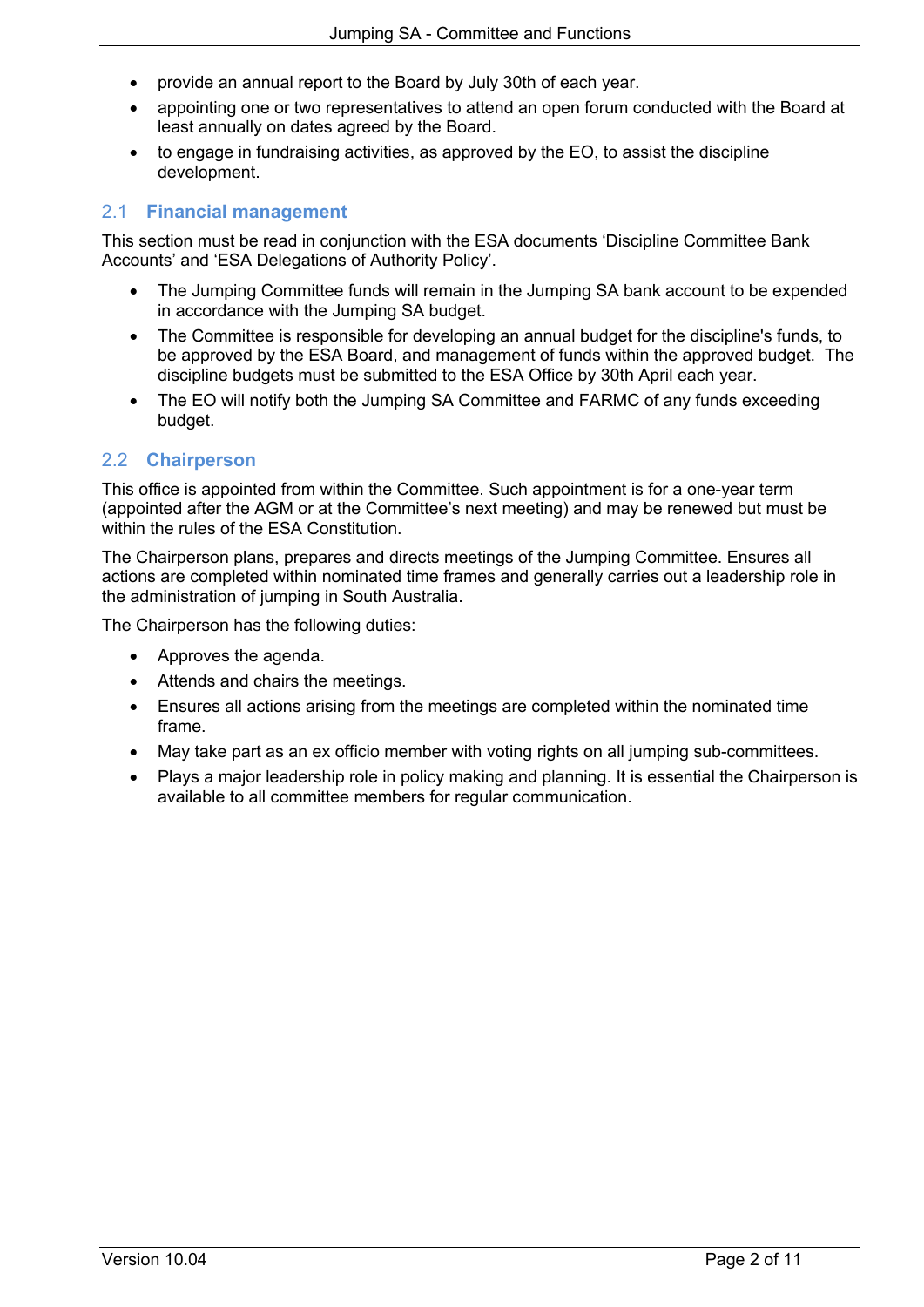- provide an annual report to the Board by July 30th of each year.
- appointing one or two representatives to attend an open forum conducted with the Board at least annually on dates agreed by the Board.
- to engage in fundraising activities, as approved by the EO, to assist the discipline development.

## 2.1 Financial management

This section must be read in conjunction with the ESA documents 'Discipline Committee Bank Accounts' and 'ESA Delegations of Authority Policy'.

- The Jumping Committee funds will remain in the Jumping SA bank account to be expended in accordance with the Jumping SA budget.
- The Committee is responsible for developing an annual budget for the discipline's funds, to be approved by the ESA Board, and management of funds within the approved budget. The discipline budgets must be submitted to the ESA Office by 30th April each year.
- The EO will notify both the Jumping SA Committee and FARMC of any funds exceeding budget.

## 2.2 Chairperson

This office is appointed from within the Committee. Such appointment is for a one-year term (appointed after the AGM or at the Committee's next meeting) and may be renewed but must be within the rules of the ESA Constitution.

The Chairperson plans, prepares and directs meetings of the Jumping Committee. Ensures all actions are completed within nominated time frames and generally carries out a leadership role in the administration of jumping in South Australia.

The Chairperson has the following duties:

- Approves the agenda.
- Attends and chairs the meetings.
- Ensures all actions arising from the meetings are completed within the nominated time frame.
- May take part as an ex officio member with voting rights on all jumping sub-committees.
- Plays a major leadership role in policy making and planning. It is essential the Chairperson is available to all committee members for regular communication.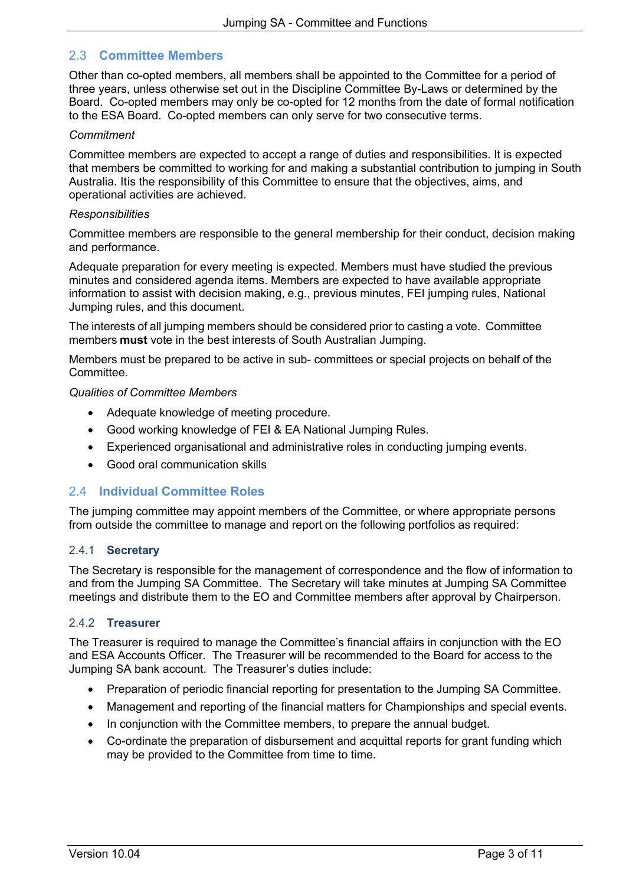## 2.3 Committee Members

Other than co-opted members, all members shall be appointed to the Committee for a period of three years, unless otherwise set out in the Discipline Committee By-Laws or determined by the Board. Co-opted members may only be co-opted for 12 months from the date of formal notification to the ESA Board. Co-opted members can only serve for two consecutive terms.

*Commitment*

Committee members are expected to accept a range of duties and responsibilities. It is expected that members be committed to working for and making a substantial contribution to jumping in South Australia. Itis the responsibility of this Committee to ensure that the objectives, aims, and operational activities are achieved.

*Responsibilities*

Committee members are responsible to the general membership for their conduct, decision making and performance.

Adequate preparation for every meeting is expected. Members must have studied the previous minutes and considered agenda items. Members are expected to have available appropriate information to assist with decision making, e.g., previous minutes, FEI jumping rules, National Jumping rules, and this document.

The interests of all jumping members should be considered prior to casting a vote. Committee members **must** vote in the best interests of South Australian Jumping.

Members must be prepared to be active in sub- committees or special projects on behalf of the Committee.

*Qualities of Committee Members*

- Adequate knowledge of meeting procedure.
- Good working knowledge of FEI & EA National Jumping Rules.
- Experienced organisational and administrative roles in conducting jumping events.
- Good oral communication skills

## 2.4 Individual Committee Roles

The jumping committee may appoint members of the Committee, or where appropriate persons from outside the committee to manage and report on the following portfolios as required:

### 2.4.1 Secretary

The Secretary is responsible for the management of correspondence and the flow of information to and from the Jumping SA Committee. The Secretary will take minutes at Jumping SA Committee meetings and distribute them to the EO and Committee members after approval by Chairperson.

### 2.4.2 Treasurer

The Treasurer is required to manage the Committee's financial affairs in conjunction with the EO and ESA Accounts Officer. The Treasurer will be recommended to the Board for access to the Jumping SA bank account. The Treasurer's duties include:

- Preparation of periodic financial reporting for presentation to the Jumping SA Committee.
- Management and reporting of the financial matters for Championships and special events.
- In conjunction with the Committee members, to prepare the annual budget.
- Co-ordinate the preparation of disbursement and acquittal reports for grant funding which may be provided to the Committee from time to time.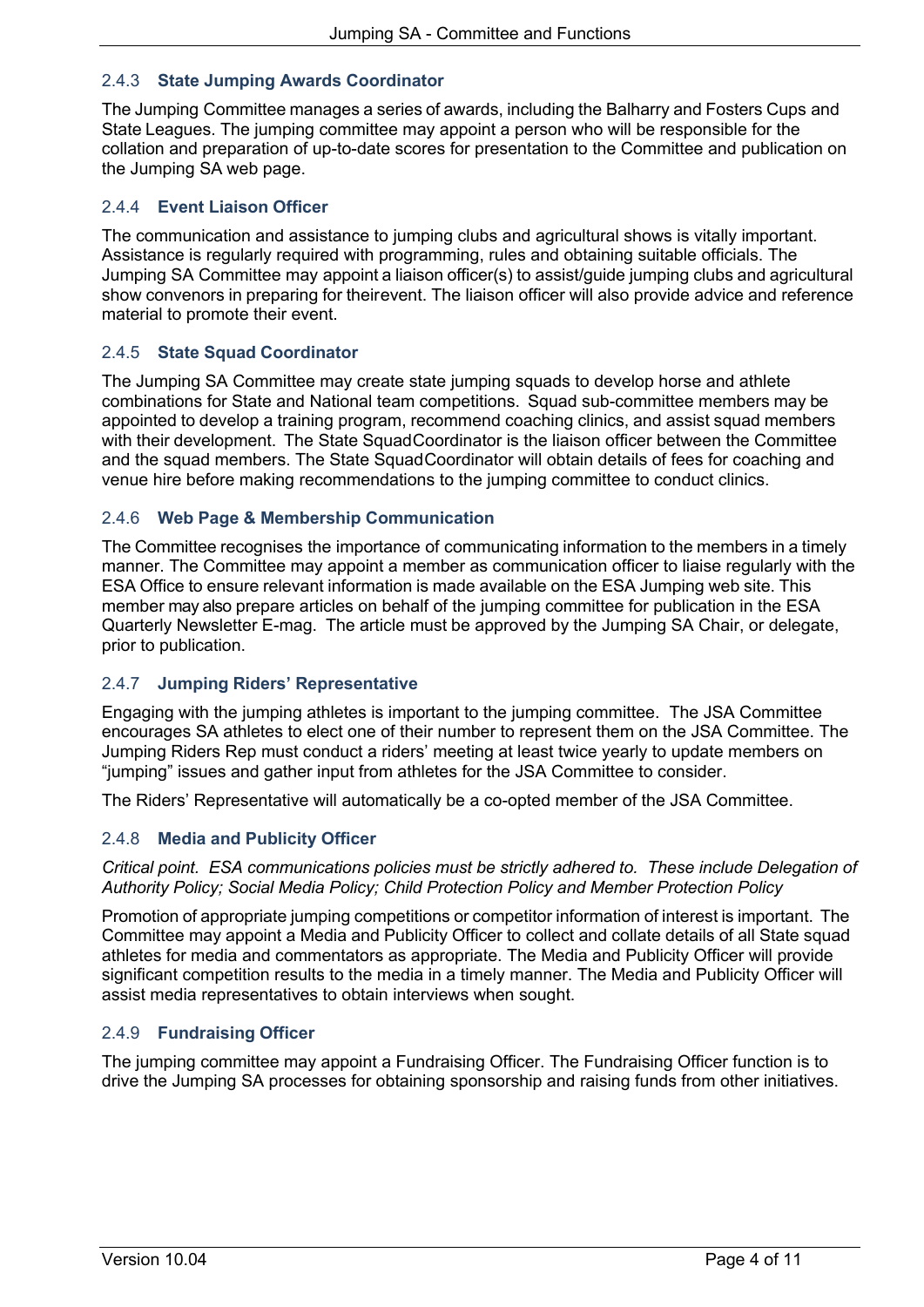### 2.4.3 State Jumping Awards Coordinator

The Jumping Committee manages a series of awards, including the Balharry and Fosters Cups and State Leagues. The jumping committee may appoint a person who will be responsible for the collation and preparation of up-to-date scores for presentation to the Committee and publication on the Jumping SA web page.

### 2.4.4 Event Liaison Officer

The communication and assistance to jumping clubs and agricultural shows is vitally important. Assistance is regularly required with programming, rules and obtaining suitable officials. The Jumping SA Committee may appoint a liaison officer(s) to assist/guide jumping clubs and agricultural show convenors in preparing for theirevent. The liaison officer will also provide advice and reference material to promote their event.

### 2.4.5 State Squad Coordinator

The Jumping SA Committee may create state jumping squads to develop horse and athlete combinations for State and National team competitions. Squad sub-committee members may be appointed to develop a training program, recommend coaching clinics, and assist squad members with their development. The State SquadCoordinator is the liaison officer between the Committee and the squad members. The State SquadCoordinator will obtain details of fees for coaching and venue hire before making recommendations to the jumping committee to conduct clinics.

### 2.4.6 Web Page & Membership Communication

The Committee recognises the importance of communicating information to the members in a timely manner. The Committee may appoint a member as communication officer to liaise regularly with the ESA Office to ensure relevant information is made available on the ESA Jumping web site. This member may also prepare articles on behalf of the jumping committee for publication in the ESA Quarterly Newsletter E-mag. The article must be approved by the Jumping SA Chair, or delegate, prior to publication.

### 2.4.7 Jumping Riders' Representative

Engaging with the jumping athletes is important to the jumping committee. The JSA Committee encourages SA athletes to elect one of their number to represent them on the JSA Committee. The Jumping Riders Rep must conduct a riders' meeting at least twice yearly to update members on "jumping" issues and gather input from athletes for the JSA Committee to consider.

The Riders' Representative will automatically be a co-opted member of the JSA Committee.

### 2.4.8 Media and Publicity Officer

*Critical point. ESA communications policies must be strictly adhered to. These include Delegation of Authority Policy; Social Media Policy; Child Protection Policy and Member Protection Policy*

Promotion of appropriate jumping competitions or competitor information of interest is important. The Committee may appoint a Media and Publicity Officer to collect and collate details of all State squad athletes for media and commentators as appropriate. The Media and Publicity Officer will provide significant competition results to the media in a timely manner. The Media and Publicity Officer will assist media representatives to obtain interviews when sought.

### 2.4.9 Fundraising Officer

The jumping committee may appoint a Fundraising Officer. The Fundraising Officer function is to drive the Jumping SA processes for obtaining sponsorship and raising funds from other initiatives.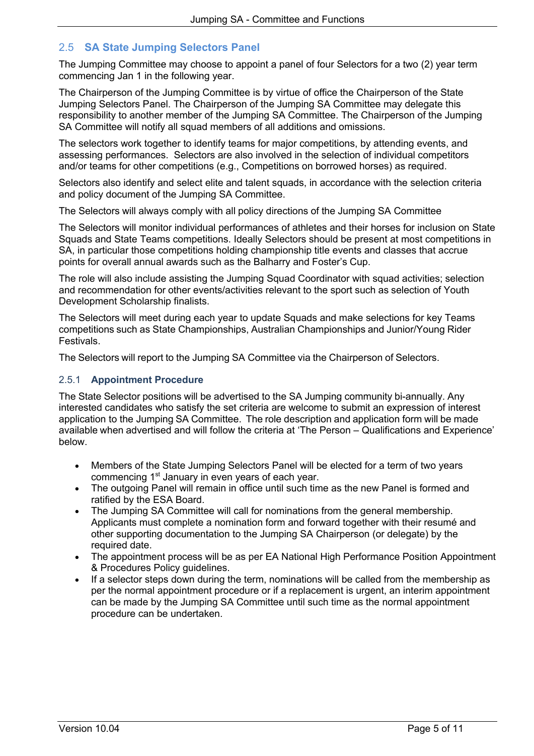## 2.5 SA State Jumping Selectors Panel

The Jumping Committee may choose to appoint a panel of four Selectors for a two (2) year term commencing Jan 1 in the following year.

The Chairperson of the Jumping Committee is by virtue of office the Chairperson of the State Jumping Selectors Panel. The Chairperson of the Jumping SA Committee may delegate this responsibility to another member of the Jumping SA Committee. The Chairperson of the Jumping SA Committee will notify all squad members of all additions and omissions.

The selectors work together to identify teams for major competitions, by attending events, and assessing performances. Selectors are also involved in the selection of individual competitors and/or teams for other competitions (e.g., Competitions on borrowed horses) as required.

Selectors also identify and select elite and talent squads, in accordance with the selection criteria and policy document of the Jumping SA Committee.

The Selectors will always comply with all policy directions of the Jumping SA Committee

The Selectors will monitor individual performances of athletes and their horses for inclusion on State Squads and State Teams competitions. Ideally Selectors should be present at most competitions in SA, in particular those competitions holding championship title events and classes that accrue points for overall annual awards such as the Balharry and Foster's Cup.

The role will also include assisting the Jumping Squad Coordinator with squad activities; selection and recommendation for other events/activities relevant to the sport such as selection of Youth Development Scholarship finalists.

The Selectors will meet during each year to update Squads and make selections for key Teams competitions such as State Championships, Australian Championships and Junior/Young Rider Festivals.

The Selectors will report to the Jumping SA Committee via the Chairperson of Selectors.

### 2.5.1 Appointment Procedure

The State Selector positions will be advertised to the SA Jumping community bi-annually. Any interested candidates who satisfy the set criteria are welcome to submit an expression of interest application to the Jumping SA Committee. The role description and application form will be made available when advertised and will follow the criteria at 'The Person – Qualifications and Experience' below.

- Members of the State Jumping Selectors Panel will be elected for a term of two years commencing 1st January in even years of each year.
- The outgoing Panel will remain in office until such time as the new Panel is formed and ratified by the ESA Board.
- The Jumping SA Committee will call for nominations from the general membership. Applicants must complete a nomination form and forward together with their resumé and other supporting documentation to the Jumping SA Chairperson (or delegate) by the required date.
- The appointment process will be as per EA National High Performance Position Appointment & Procedures Policy guidelines.
- If a selector steps down during the term, nominations will be called from the membership as per the normal appointment procedure or if a replacement is urgent, an interim appointment can be made by the Jumping SA Committee until such time as the normal appointment procedure can be undertaken.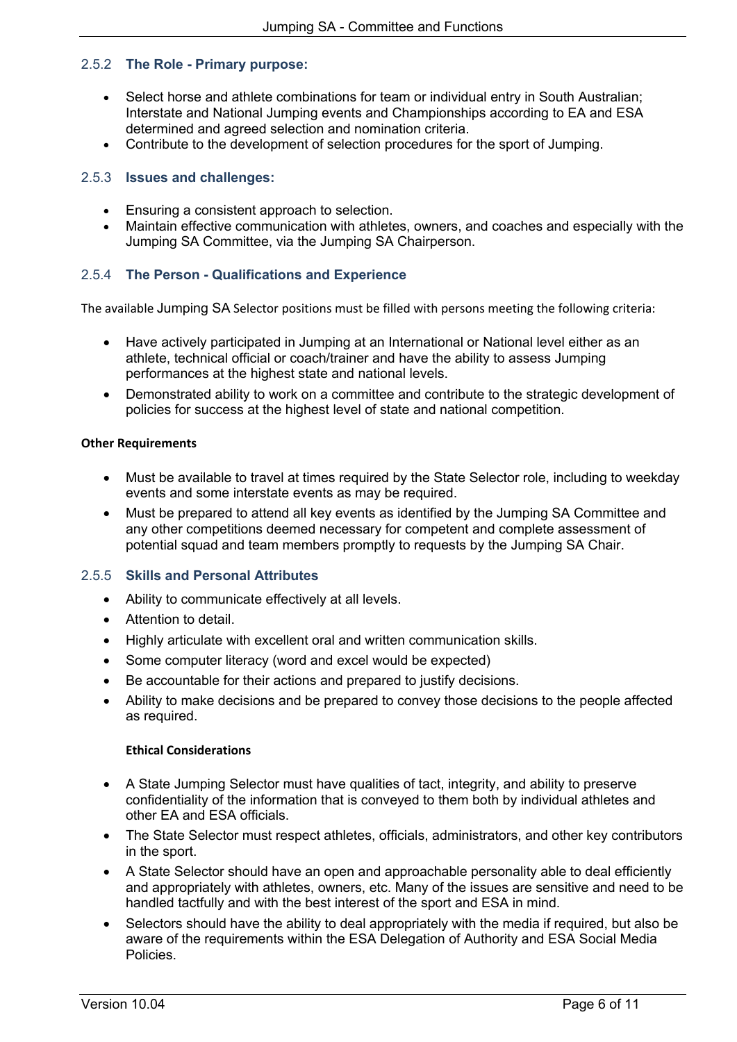### 2.5.2 The Role - Primary purpose:

- Select horse and athlete combinations for team or individual entry in South Australian; Interstate and National Jumping events and Championships according to EA and ESA determined and agreed selection and nomination criteria.
- Contribute to the development of selection procedures for the sport of Jumping.

### 2.5.3 Issues and challenges:

- Ensuring a consistent approach to selection.
- Maintain effective communication with athletes, owners, and coaches and especially with the Jumping SA Committee, via the Jumping SA Chairperson.

### 2.5.4 The Person - Qualifications and Experience

The available Jumping SA Selector positions must be filled with persons meeting the following criteria:

- Have actively participated in Jumping at an International or National level either as an athlete, technical official or coach/trainer and have the ability to assess Jumping performances at the highest state and national levels.
- Demonstrated ability to work on a committee and contribute to the strategic development of policies for success at the highest level of state and national competition.

**Other Requirements**

- Must be available to travel at times required by the State Selector role, including to weekday events and some interstate events as may be required.
- Must be prepared to attend all key events as identified by the Jumping SA Committee and any other competitions deemed necessary for competent and complete assessment of potential squad and team members promptly to requests by the Jumping SA Chair.

### 2.5.5 Skills and Personal Attributes

- Ability to communicate effectively at all levels.
- Attention to detail.
- Highly articulate with excellent oral and written communication skills.
- Some computer literacy (word and excel would be expected)
- Be accountable for their actions and prepared to justify decisions.
- Ability to make decisions and be prepared to convey those decisions to the people affected as required.

**Ethical Considerations**

- A State Jumping Selector must have qualities of tact, integrity, and ability to preserve confidentiality of the information that is conveyed to them both by individual athletes and other EA and ESA officials.
- The State Selector must respect athletes, officials, administrators, and other key contributors in the sport.
- A State Selector should have an open and approachable personality able to deal efficiently and appropriately with athletes, owners, etc. Many of the issues are sensitive and need to be handled tactfully and with the best interest of the sport and ESA in mind.
- Selectors should have the ability to deal appropriately with the media if required, but also be aware of the requirements within the ESA Delegation of Authority and ESA Social Media Policies.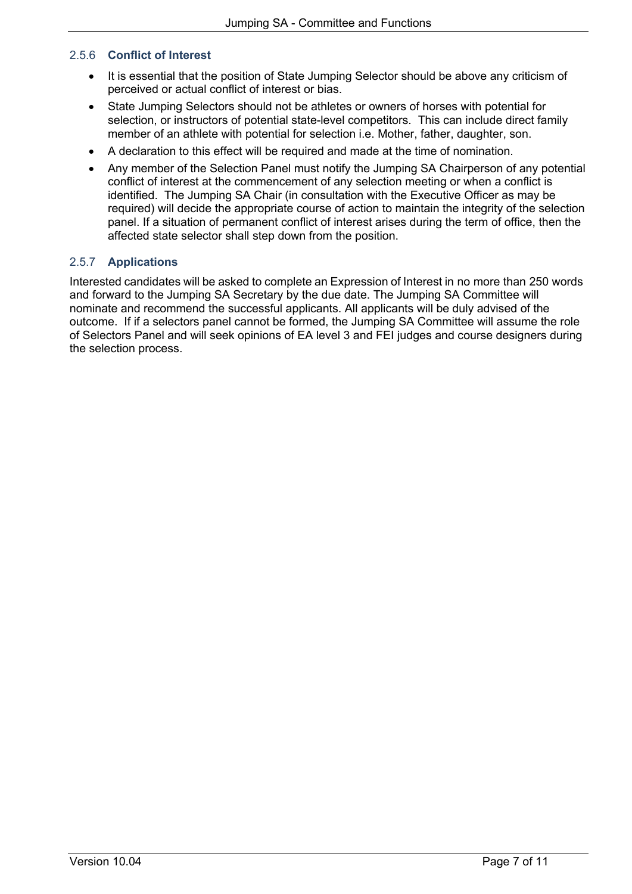### 2.5.6 **Conflict of Interest**

- It is essential that the position of State Jumping Selector should be above any criticism of perceived or actual conflict of interest or bias.
- State Jumping Selectors should not be athletes or owners of horses with potential for selection, or instructors of potential state-level competitors. This can include direct family member of an athlete with potential for selection i.e. Mother, father, daughter, son.
- A declaration to this effect will be required and made at the time of nomination.
- Any member of the Selection Panel must notify the Jumping SA Chairperson of any potential conflict of interest at the commencement of any selection meeting or when a conflict is identified. The Jumping SA Chair (in consultation with the Executive Officer as may be required) will decide the appropriate course of action to maintain the integrity of the selection panel. If a situation of permanent conflict of interest arises during the term of office, then the affected state selector shall step down from the position.

### 2.5.7 **Applications**

Interested candidates will be asked to complete an Expression of Interest in no more than 250 words and forward to the Jumping SA Secretary by the due date. The Jumping SA Committee will nominate and recommend the successful applicants. All applicants will be duly advised of the outcome. If if a selectors panel cannot be formed, the Jumping SA Committee will assume the role of Selectors Panel and will seek opinions of EA level 3 and FEI judges and course designers during the selection process.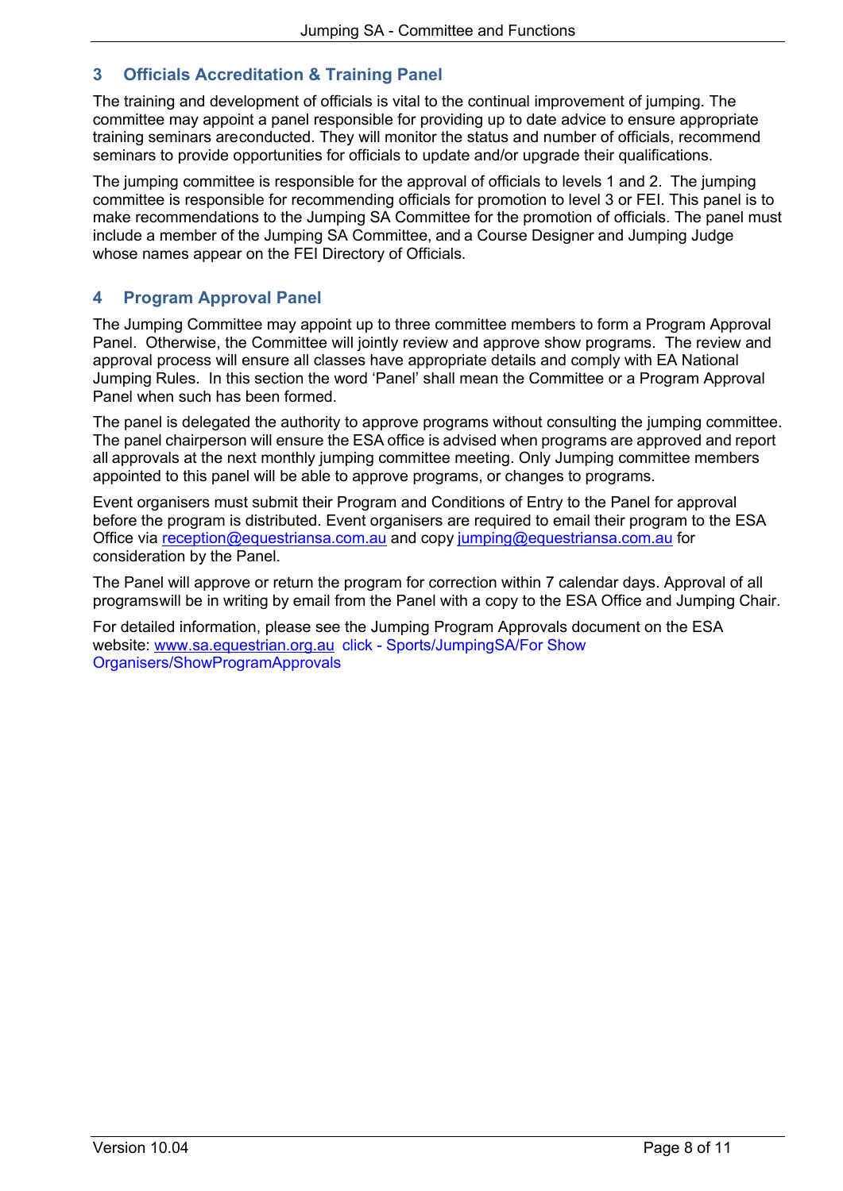## 3 Officials Accreditation & Training Panel

The training and development of officials is vital to the continual improvement of jumping. The committee may appoint a panel responsible for providing up to date advice to ensure appropriate training seminars areconducted. They will monitor the status and number of officials, recommend seminars to provide opportunities for officials to update and/or upgrade their qualifications.

The jumping committee is responsible for the approval of officials to levels 1 and 2. The jumping committee is responsible for recommending officials for promotion to level 3 or FEI. This panel is to make recommendations to the Jumping SA Committee for the promotion of officials. The panel must include a member of the Jumping SA Committee, and a Course Designer and Jumping Judge whose names appear on the FEI Directory of Officials.

## 4 Program Approval Panel

The Jumping Committee may appoint up to three committee members to form a Program Approval Panel. Otherwise, the Committee will jointly review and approve show programs. The review and approval process will ensure all classes have appropriate details and comply with EA National Jumping Rules. In this section the word 'Panel' shall mean the Committee or a Program Approval Panel when such has been formed.

The panel is delegated the authority to approve programs without consulting the jumping committee. The panel chairperson will ensure the ESA office is advised when programs are approved and report all approvals at the next monthly jumping committee meeting. Only Jumping committee members appointed to this panel will be able to approve programs, or changes to programs.

Event organisers must submit their Program and Conditions of Entry to the Panel for approval before the program is distributed. Event organisers are required to email their program to the ESA Office via reception@equestriansa.com.au and copy jumping@equestriansa.com.au for consideration by the Panel.

The Panel will approve or return the program for correction within 7 calendar days. Approval of all programswill be in writing by email from the Panel with a copy to the ESA Office and Jumping Chair.

For detailed information, please see the Jumping Program Approvals document on the ESA website: www.sa.equestrian.org.au click - Sports/JumpingSA/For Show Organisers/ShowProgramApprovals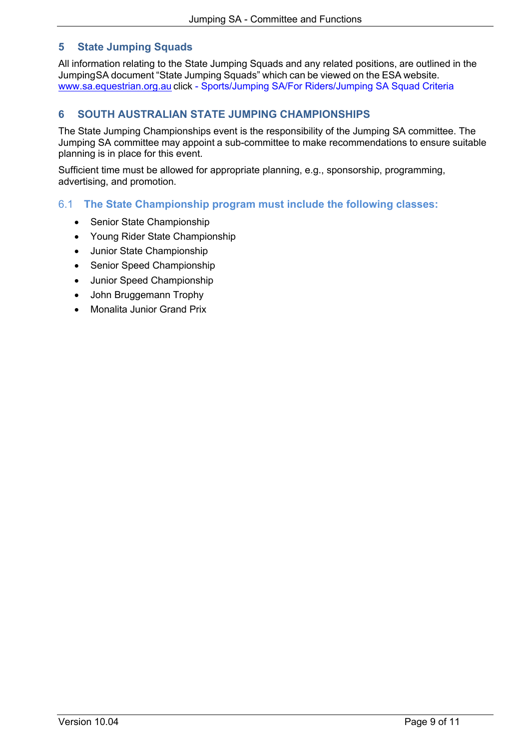## 5 State Jumping Squads

All information relating to the State Jumping Squads and any related positions, are outlined in the JumpingSA document "State Jumping Squads" which can be viewed on the ESA website. www.sa.equestrian.org.au click - Sports/Jumping SA/For Riders/Jumping SA Squad Criteria

## 6 SOUTH AUSTRALIAN STATE JUMPING CHAMPIONSHIPS

The State Jumping Championships event is the responsibility of the Jumping SA committee. The Jumping SA committee may appoint a sub-committee to make recommendations to ensure suitable planning is in place for this event.

Sufficient time must be allowed for appropriate planning, e.g., sponsorship, programming, advertising, and promotion.

### 6.1 The State Championship program must include the following classes:

- Senior State Championship
- Young Rider State Championship
- Junior State Championship
- Senior Speed Championship
- Junior Speed Championship
- John Bruggemann Trophy
- Monalita Junior Grand Prix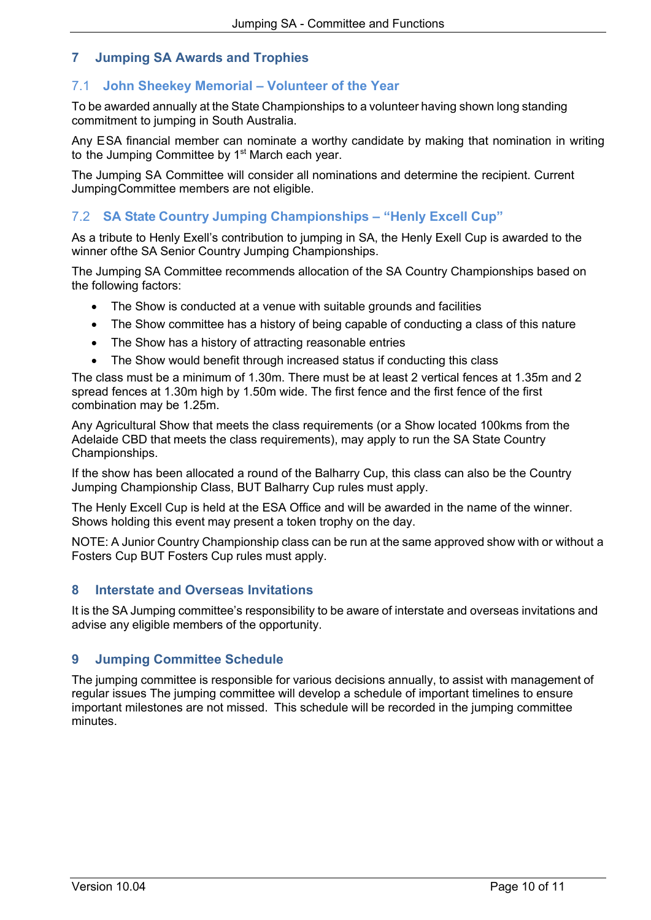## 7 Jumping SA Awards and Trophies

### 7.1 John Sheekey Memorial – Volunteer of the Year

To be awarded annually at the State Championships to a volunteer having shown long standing commitment to jumping in South Australia.

Any ESA financial member can nominate a worthy candidate by making that nomination in writing to the Jumping Committee by 1st March each year.

The Jumping SA Committee will consider all nominations and determine the recipient. Current JumpingCommittee members are not eligible.

### 7.2 SA State Country Jumping Championships – "Henly Excell Cup"

As a tribute to Henly Exell's contribution to jumping in SA, the Henly Exell Cup is awarded to the winner ofthe SA Senior Country Jumping Championships.

The Jumping SA Committee recommends allocation of the SA Country Championships based on the following factors:

- The Show is conducted at a venue with suitable grounds and facilities
- The Show committee has a history of being capable of conducting a class of this nature
- The Show has a history of attracting reasonable entries
- The Show would benefit through increased status if conducting this class

The class must be a minimum of 1.30m. There must be at least 2 vertical fences at 1.35m and 2 spread fences at 1.30m high by 1.50m wide. The first fence and the first fence of the first combination may be 1.25m.

Any Agricultural Show that meets the class requirements (or a Show located 100kms from the Adelaide CBD that meets the class requirements), may apply to run the SA State Country Championships.

If the show has been allocated a round of the Balharry Cup, this class can also be the Country Jumping Championship Class, BUT Balharry Cup rules must apply.

The Henly Excell Cup is held at the ESA Office and will be awarded in the name of the winner. Shows holding this event may present a token trophy on the day.

NOTE: A Junior Country Championship class can be run at the same approved show with or without a Fosters Cup BUT Fosters Cup rules must apply.

## 8 Interstate and Overseas Invitations

It is the SA Jumping committee's responsibility to be aware of interstate and overseas invitations and advise any eligible members of the opportunity.

## 9 Jumping Committee Schedule

The jumping committee is responsible for various decisions annually, to assist with management of regular issues The jumping committee will develop a schedule of important timelines to ensure important milestones are not missed. This schedule will be recorded in the jumping committee minutes.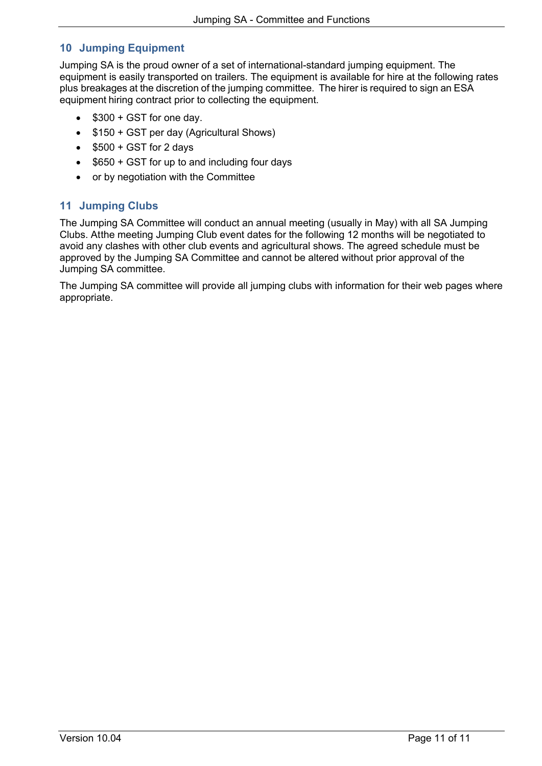## 10 Jumping Equipment

Jumping SA is the proud owner of a set of international-standard jumping equipment. The equipment is easily transported on trailers. The equipment is available for hire at the following rates plus breakages at the discretion of the jumping committee. The hirer is required to sign an ESA equipment hiring contract prior to collecting the equipment.

- $300 + GST for one day.
- $150 + GST per day (Agricultural Shows)
- $500 + GST for 2 days
- $650 + GST for up to and including four days
- or by negotiation with the Committee

## 11 Jumping Clubs

The Jumping SA Committee will conduct an annual meeting (usually in May) with all SA Jumping Clubs. Atthe meeting Jumping Club event dates for the following 12 months will be negotiated to avoid any clashes with other club events and agricultural shows. The agreed schedule must be approved by the Jumping SA Committee and cannot be altered without prior approval of the Jumping SA committee.

The Jumping SA committee will provide all jumping clubs with information for their web pages where appropriate.